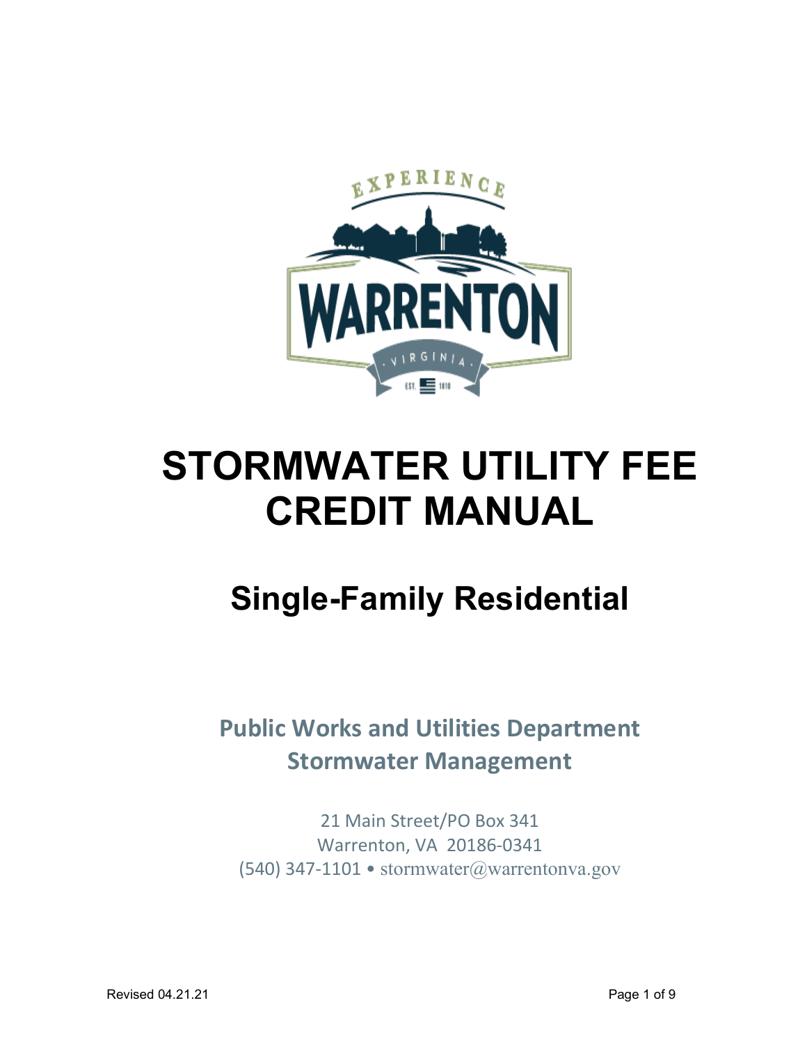# STORMWATER UTILITY FEE CREDIT MANUAL

## Single-Family Residential

**Public Works and Utilities Department**
**Stormwater Management**

21 Main Street/PO Box 341
Warrenton, VA 20186-0341
(540) 347-1101 • stormwater@warrentonva.gov

Revised 04.21.21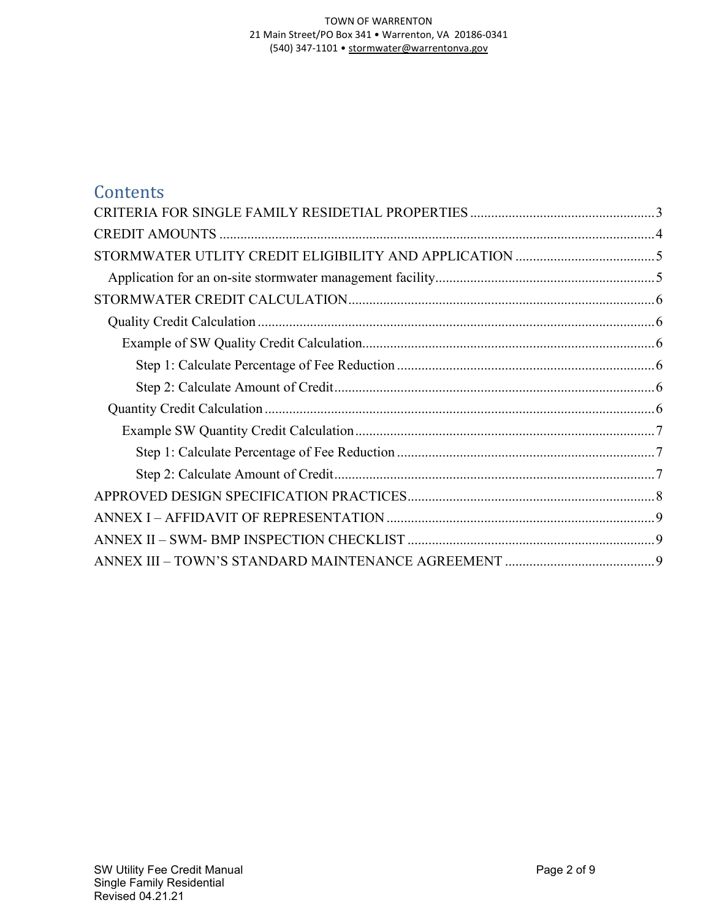TOWN OF WARRENTON
21 Main Street/PO Box 341 • Warrenton, VA 20186-0341
(540) 347-1101 • stormwater@warrentonva.gov

# Contents

CRITERIA FOR SINGLE FAMILY RESIDETIAL PROPERTIES .......... 3

CREDIT AMOUNTS .......... 4

STORMWATER UTLITY CREDIT ELIGIBILITY AND APPLICATION .......... 5

- Application for an on-site stormwater management facility .......... 5

STORMWATER CREDIT CALCULATION .......... 6

- Quality Credit Calculation .......... 6
  - Example of SW Quality Credit Calculation .......... 6
    - Step 1: Calculate Percentage of Fee Reduction .......... 6
    - Step 2: Calculate Amount of Credit .......... 6
- Quantity Credit Calculation .......... 6
  - Example SW Quantity Credit Calculation .......... 7
    - Step 1: Calculate Percentage of Fee Reduction .......... 7
    - Step 2: Calculate Amount of Credit .......... 7

APPROVED DESIGN SPECIFICATION PRACTICES .......... 8

ANNEX I – AFFIDAVIT OF REPRESENTATION .......... 9

ANNEX II – SWM- BMP INSPECTION CHECKLIST .......... 9

ANNEX III – TOWN'S STANDARD MAINTENANCE AGREEMENT .......... 9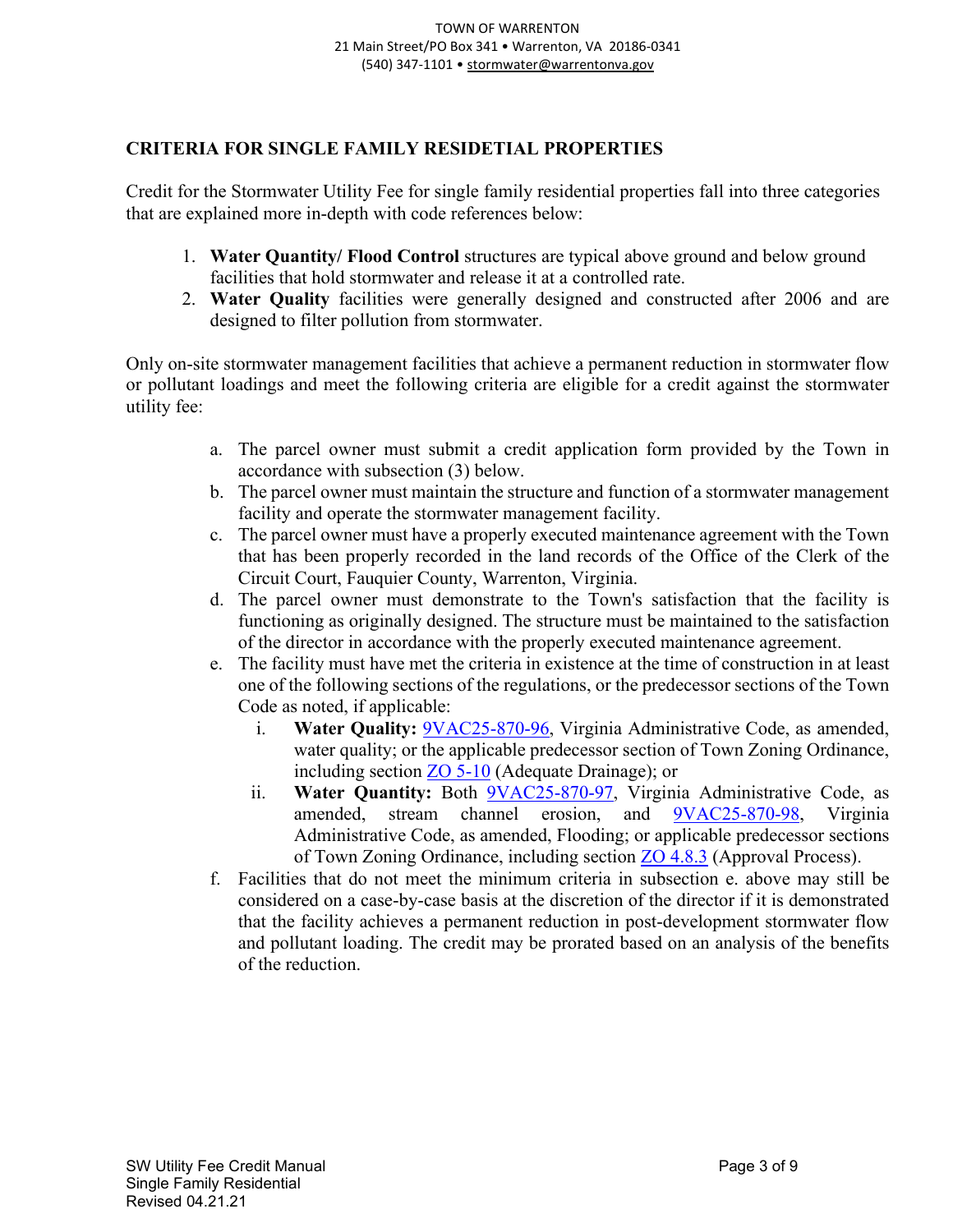## CRITERIA FOR SINGLE FAMILY RESIDETIAL PROPERTIES

Credit for the Stormwater Utility Fee for single family residential properties fall into three categories that are explained more in-depth with code references below:

1. **Water Quantity/ Flood Control** structures are typical above ground and below ground facilities that hold stormwater and release it at a controlled rate.
2. **Water Quality** facilities were generally designed and constructed after 2006 and are designed to filter pollution from stormwater.

Only on-site stormwater management facilities that achieve a permanent reduction in stormwater flow or pollutant loadings and meet the following criteria are eligible for a credit against the stormwater utility fee:

a. The parcel owner must submit a credit application form provided by the Town in accordance with subsection (3) below.

b. The parcel owner must maintain the structure and function of a stormwater management facility and operate the stormwater management facility.

c. The parcel owner must have a properly executed maintenance agreement with the Town that has been properly recorded in the land records of the Office of the Clerk of the Circuit Court, Fauquier County, Warrenton, Virginia.

d. The parcel owner must demonstrate to the Town's satisfaction that the facility is functioning as originally designed. The structure must be maintained to the satisfaction of the director in accordance with the properly executed maintenance agreement.

e. The facility must have met the criteria in existence at the time of construction in at least one of the following sections of the regulations, or the predecessor sections of the Town Code as noted, if applicable:

   i. **Water Quality:** 9VAC25-870-96, Virginia Administrative Code, as amended, water quality; or the applicable predecessor section of Town Zoning Ordinance, including section ZO 5-10 (Adequate Drainage); or

   ii. **Water Quantity:** Both 9VAC25-870-97, Virginia Administrative Code, as amended, stream channel erosion, and 9VAC25-870-98, Virginia Administrative Code, as amended, Flooding; or applicable predecessor sections of Town Zoning Ordinance, including section ZO 4.8.3 (Approval Process).

f. Facilities that do not meet the minimum criteria in subsection e. above may still be considered on a case-by-case basis at the discretion of the director if it is demonstrated that the facility achieves a permanent reduction in post-development stormwater flow and pollutant loading. The credit may be prorated based on an analysis of the benefits of the reduction.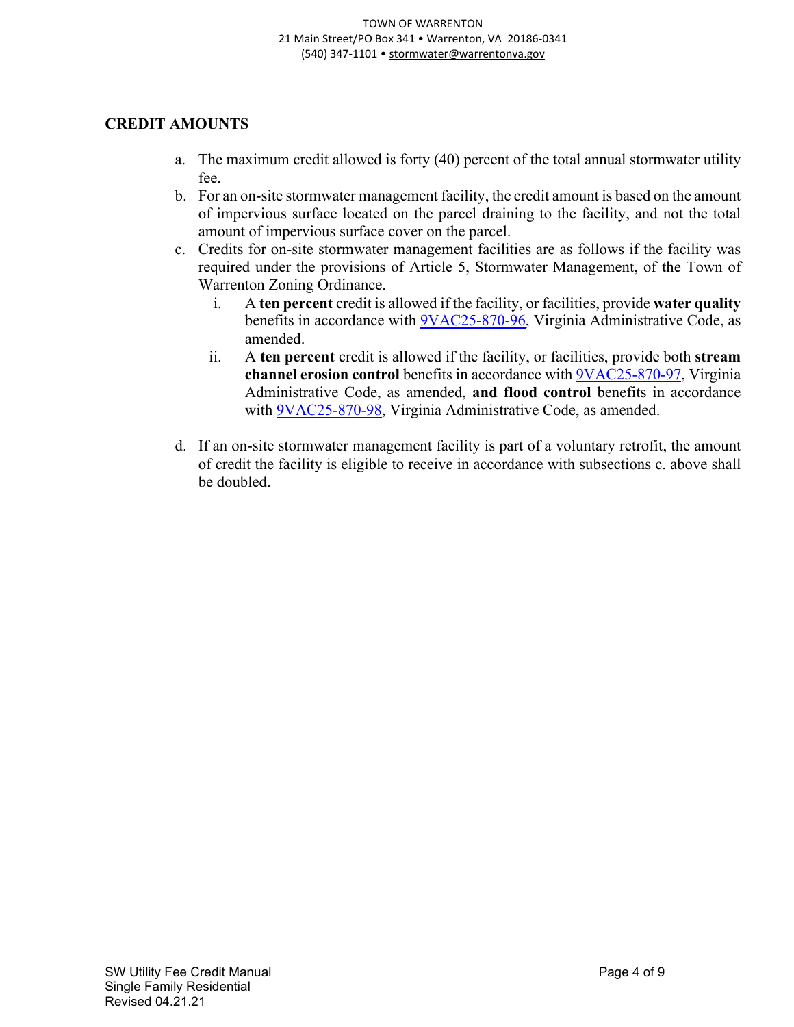## CREDIT AMOUNTS

a. The maximum credit allowed is forty (40) percent of the total annual stormwater utility fee.

b. For an on-site stormwater management facility, the credit amount is based on the amount of impervious surface located on the parcel draining to the facility, and not the total amount of impervious surface cover on the parcel.

c. Credits for on-site stormwater management facilities are as follows if the facility was required under the provisions of Article 5, Stormwater Management, of the Town of Warrenton Zoning Ordinance.

   i. A **ten percent** credit is allowed if the facility, or facilities, provide **water quality** benefits in accordance with 9VAC25-870-96, Virginia Administrative Code, as amended.

   ii. A **ten percent** credit is allowed if the facility, or facilities, provide both **stream channel erosion control** benefits in accordance with 9VAC25-870-97, Virginia Administrative Code, as amended, **and flood control** benefits in accordance with 9VAC25-870-98, Virginia Administrative Code, as amended.

d. If an on-site stormwater management facility is part of a voluntary retrofit, the amount of credit the facility is eligible to receive in accordance with subsections c. above shall be doubled.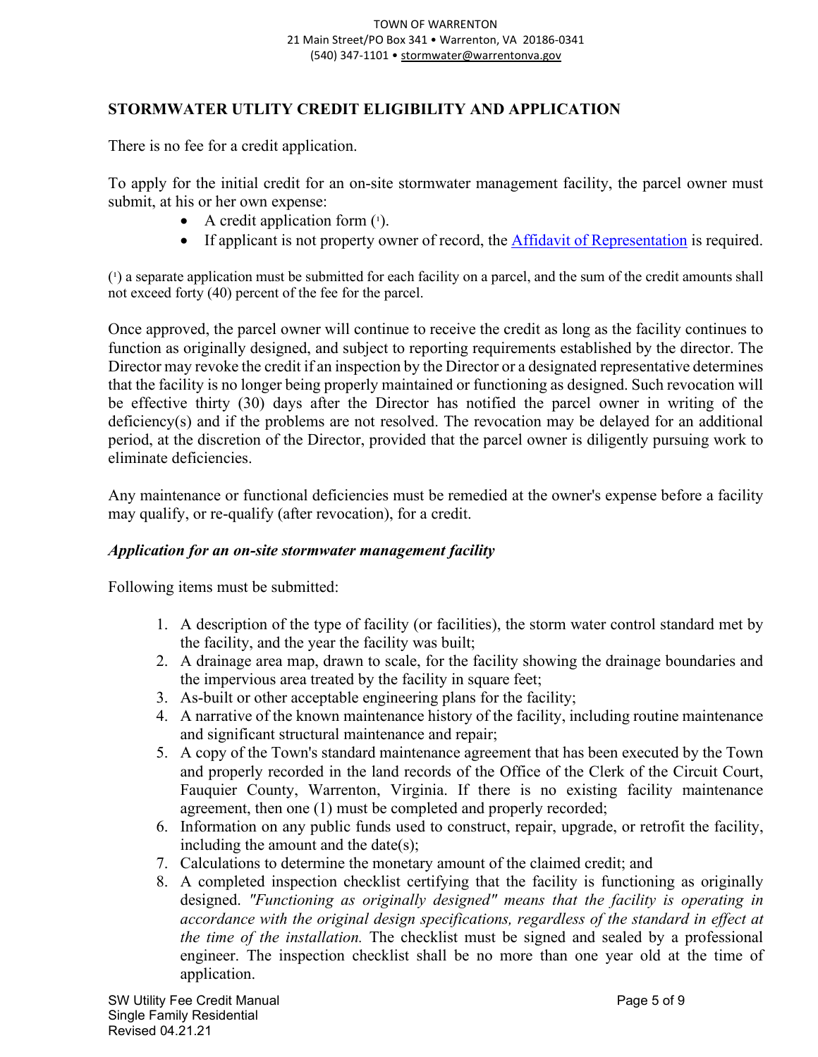## STORMWATER UTLITY CREDIT ELIGIBILITY AND APPLICATION

There is no fee for a credit application.

To apply for the initial credit for an on-site stormwater management facility, the parcel owner must submit, at his or her own expense:

- A credit application form ([1]).
- If applicant is not property owner of record, the [Affidavit of Representation] is required.

([1]) a separate application must be submitted for each facility on a parcel, and the sum of the credit amounts shall not exceed forty (40) percent of the fee for the parcel.

Once approved, the parcel owner will continue to receive the credit as long as the facility continues to function as originally designed, and subject to reporting requirements established by the director. The Director may revoke the credit if an inspection by the Director or a designated representative determines that the facility is no longer being properly maintained or functioning as designed. Such revocation will be effective thirty (30) days after the Director has notified the parcel owner in writing of the deficiency(s) and if the problems are not resolved. The revocation may be delayed for an additional period, at the discretion of the Director, provided that the parcel owner is diligently pursuing work to eliminate deficiencies.

Any maintenance or functional deficiencies must be remedied at the owner's expense before a facility may qualify, or re-qualify (after revocation), for a credit.

### *Application for an on-site stormwater management facility*

Following items must be submitted:

1. A description of the type of facility (or facilities), the storm water control standard met by the facility, and the year the facility was built;
2. A drainage area map, drawn to scale, for the facility showing the drainage boundaries and the impervious area treated by the facility in square feet;
3. As-built or other acceptable engineering plans for the facility;
4. A narrative of the known maintenance history of the facility, including routine maintenance and significant structural maintenance and repair;
5. A copy of the Town's standard maintenance agreement that has been executed by the Town and properly recorded in the land records of the Office of the Clerk of the Circuit Court, Fauquier County, Warrenton, Virginia. If there is no existing facility maintenance agreement, then one (1) must be completed and properly recorded;
6. Information on any public funds used to construct, repair, upgrade, or retrofit the facility, including the amount and the date(s);
7. Calculations to determine the monetary amount of the claimed credit; and
8. A completed inspection checklist certifying that the facility is functioning as originally designed. *"Functioning as originally designed" means that the facility is operating in accordance with the original design specifications, regardless of the standard in effect at the time of the installation.* The checklist must be signed and sealed by a professional engineer. The inspection checklist shall be no more than one year old at the time of application.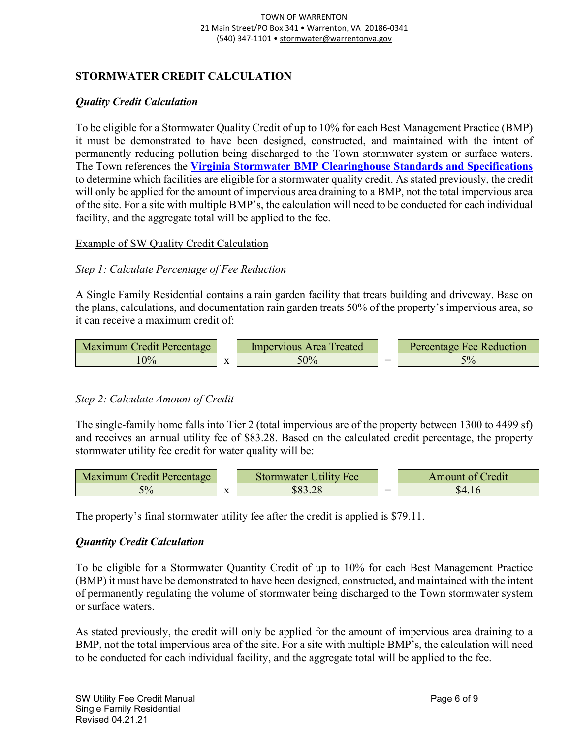## STORMWATER CREDIT CALCULATION

### *Quality Credit Calculation*

To be eligible for a Stormwater Quality Credit of up to 10% for each Best Management Practice (BMP) it must be demonstrated to have been designed, constructed, and maintained with the intent of permanently reducing pollution being discharged to the Town stormwater system or surface waters. The Town references the **Virginia Stormwater BMP Clearinghouse Standards and Specifications** to determine which facilities are eligible for a stormwater quality credit. As stated previously, the credit will only be applied for the amount of impervious area draining to a BMP, not the total impervious area of the site. For a site with multiple BMP's, the calculation will need to be conducted for each individual facility, and the aggregate total will be applied to the fee.

Example of SW Quality Credit Calculation

*Step 1: Calculate Percentage of Fee Reduction*

A Single Family Residential contains a rain garden facility that treats building and driveway. Base on the plans, calculations, and documentation rain garden treats 50% of the property's impervious area, so it can receive a maximum credit of:

| Maximum Credit Percentage | | Impervious Area Treated | | Percentage Fee Reduction |
|---|---|---|---|---|
| 10% | x | 50% | = | 5% |

*Step 2: Calculate Amount of Credit*

The single-family home falls into Tier 2 (total impervious are of the property between 1300 to 4499 sf) and receives an annual utility fee of $83.28. Based on the calculated credit percentage, the property stormwater utility fee credit for water quality will be:

| Maximum Credit Percentage | | Stormwater Utility Fee | | Amount of Credit |
|---|---|---|---|---|
| 5% | x | $83.28 | = | $4.16 |

The property's final stormwater utility fee after the credit is applied is $79.11.

### *Quantity Credit Calculation*

To be eligible for a Stormwater Quantity Credit of up to 10% for each Best Management Practice (BMP) it must have be demonstrated to have been designed, constructed, and maintained with the intent of permanently regulating the volume of stormwater being discharged to the Town stormwater system or surface waters.

As stated previously, the credit will only be applied for the amount of impervious area draining to a BMP, not the total impervious area of the site. For a site with multiple BMP's, the calculation will need to be conducted for each individual facility, and the aggregate total will be applied to the fee.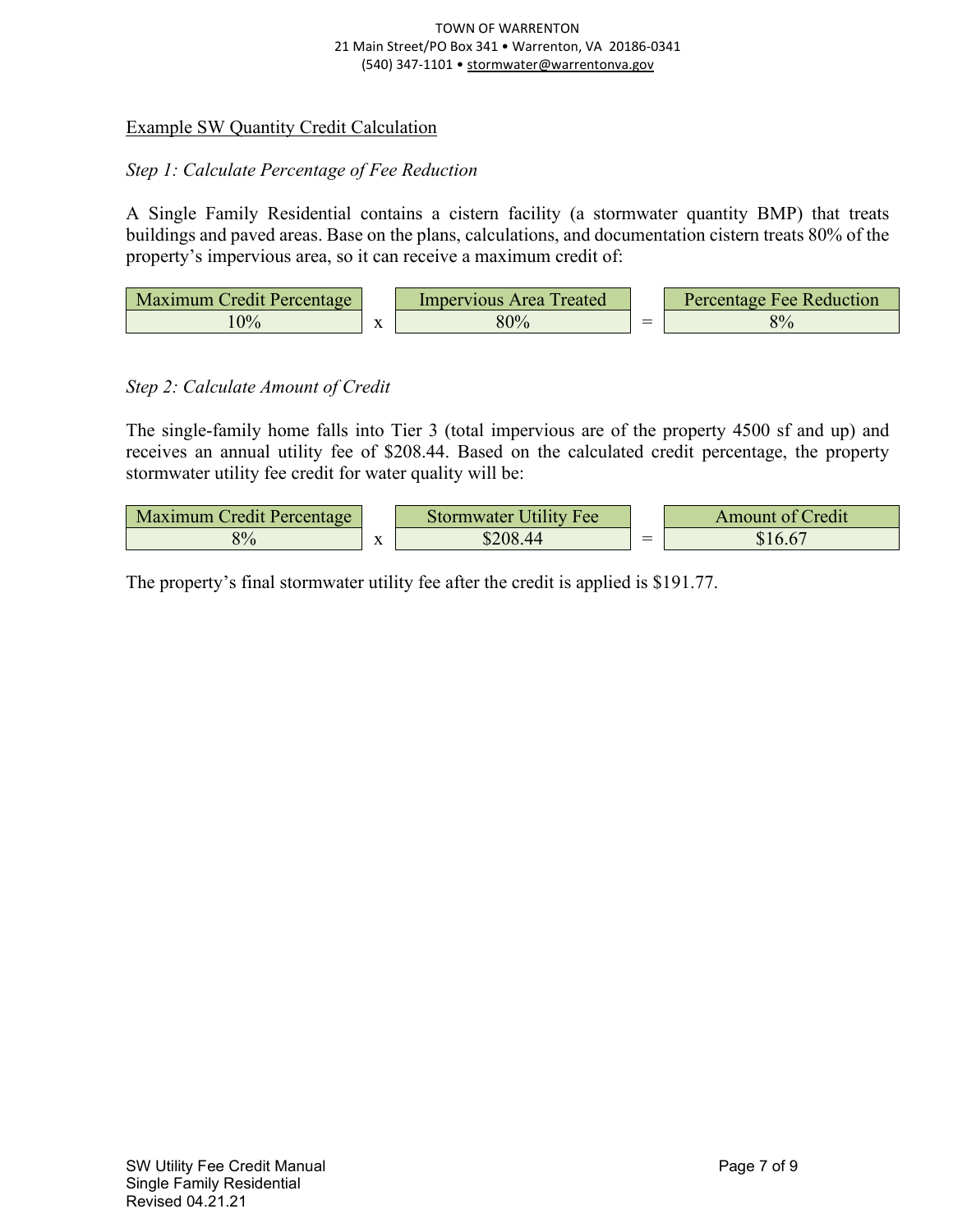Example SW Quantity Credit Calculation

*Step 1: Calculate Percentage of Fee Reduction*

A Single Family Residential contains a cistern facility (a stormwater quantity BMP) that treats buildings and paved areas. Base on the plans, calculations, and documentation cistern treats 80% of the property's impervious area, so it can receive a maximum credit of:

| Maximum Credit Percentage | | Impervious Area Treated | | Percentage Fee Reduction |
|---|---|---|---|---|
| 10% | x | 80% | = | 8% |

*Step 2: Calculate Amount of Credit*

The single-family home falls into Tier 3 (total impervious are of the property 4500 sf and up) and receives an annual utility fee of $208.44. Based on the calculated credit percentage, the property stormwater utility fee credit for water quality will be:

| Maximum Credit Percentage | | Stormwater Utility Fee | | Amount of Credit |
|---|---|---|---|---|
| 8% | x | $208.44 | = | $16.67 |

The property's final stormwater utility fee after the credit is applied is $191.77.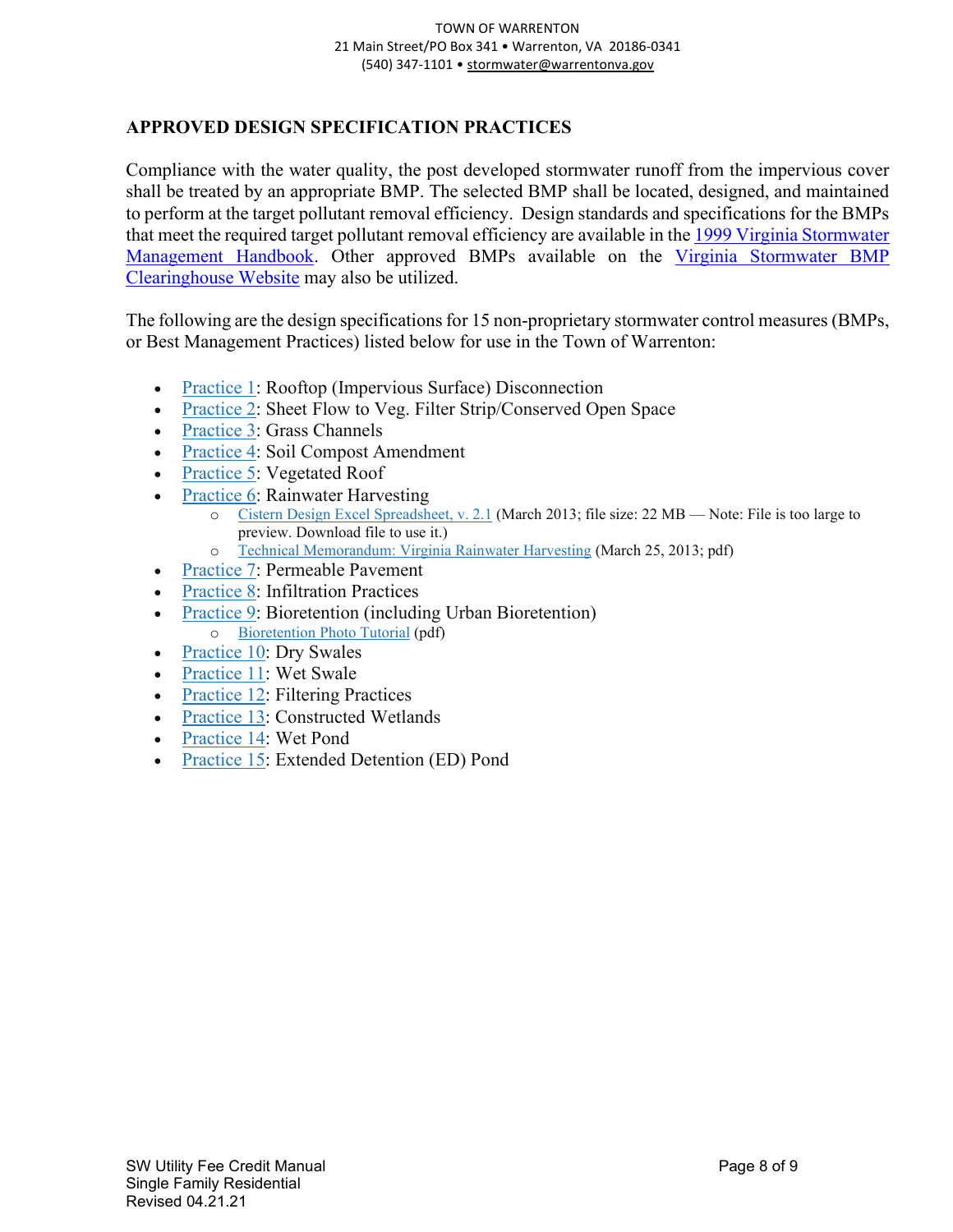## APPROVED DESIGN SPECIFICATION PRACTICES

Compliance with the water quality, the post developed stormwater runoff from the impervious cover shall be treated by an appropriate BMP. The selected BMP shall be located, designed, and maintained to perform at the target pollutant removal efficiency. Design standards and specifications for the BMPs that meet the required target pollutant removal efficiency are available in the 1999 Virginia Stormwater Management Handbook. Other approved BMPs available on the Virginia Stormwater BMP Clearinghouse Website may also be utilized.

The following are the design specifications for 15 non-proprietary stormwater control measures (BMPs, or Best Management Practices) listed below for use in the Town of Warrenton:

- Practice 1: Rooftop (Impervious Surface) Disconnection
- Practice 2: Sheet Flow to Veg. Filter Strip/Conserved Open Space
- Practice 3: Grass Channels
- Practice 4: Soil Compost Amendment
- Practice 5: Vegetated Roof
- Practice 6: Rainwater Harvesting
  - Cistern Design Excel Spreadsheet, v. 2.1 (March 2013; file size: 22 MB — Note: File is too large to preview. Download file to use it.)
  - Technical Memorandum: Virginia Rainwater Harvesting (March 25, 2013; pdf)
- Practice 7: Permeable Pavement
- Practice 8: Infiltration Practices
- Practice 9: Bioretention (including Urban Bioretention)
  - Bioretention Photo Tutorial (pdf)
- Practice 10: Dry Swales
- Practice 11: Wet Swale
- Practice 12: Filtering Practices
- Practice 13: Constructed Wetlands
- Practice 14: Wet Pond
- Practice 15: Extended Detention (ED) Pond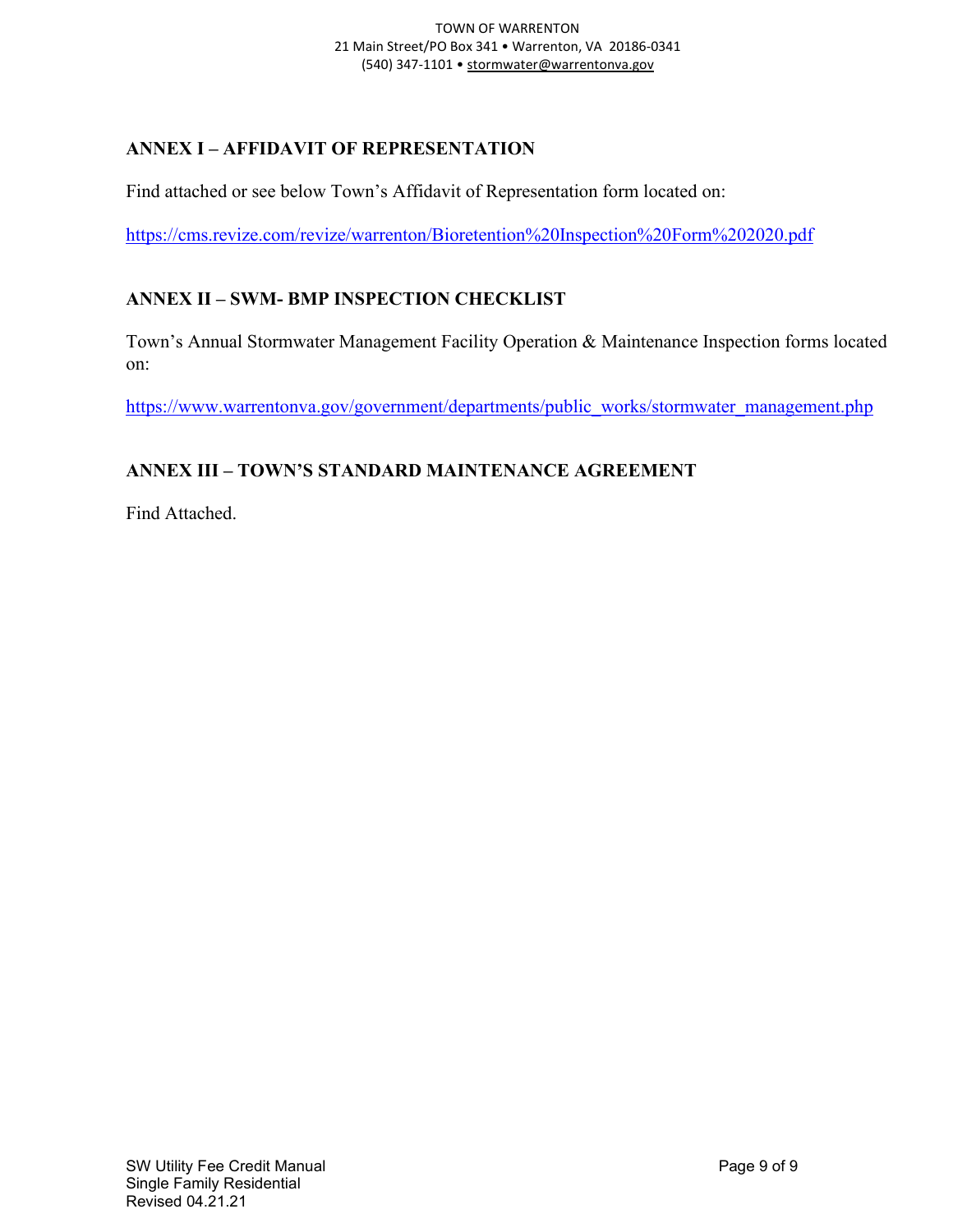## ANNEX I – AFFIDAVIT OF REPRESENTATION

Find attached or see below Town's Affidavit of Representation form located on:

https://cms.revize.com/revize/warrenton/Bioretention%20Inspection%20Form%202020.pdf

## ANNEX II – SWM- BMP INSPECTION CHECKLIST

Town's Annual Stormwater Management Facility Operation & Maintenance Inspection forms located on:

https://www.warrentonva.gov/government/departments/public_works/stormwater_management.php

## ANNEX III – TOWN'S STANDARD MAINTENANCE AGREEMENT

Find Attached.